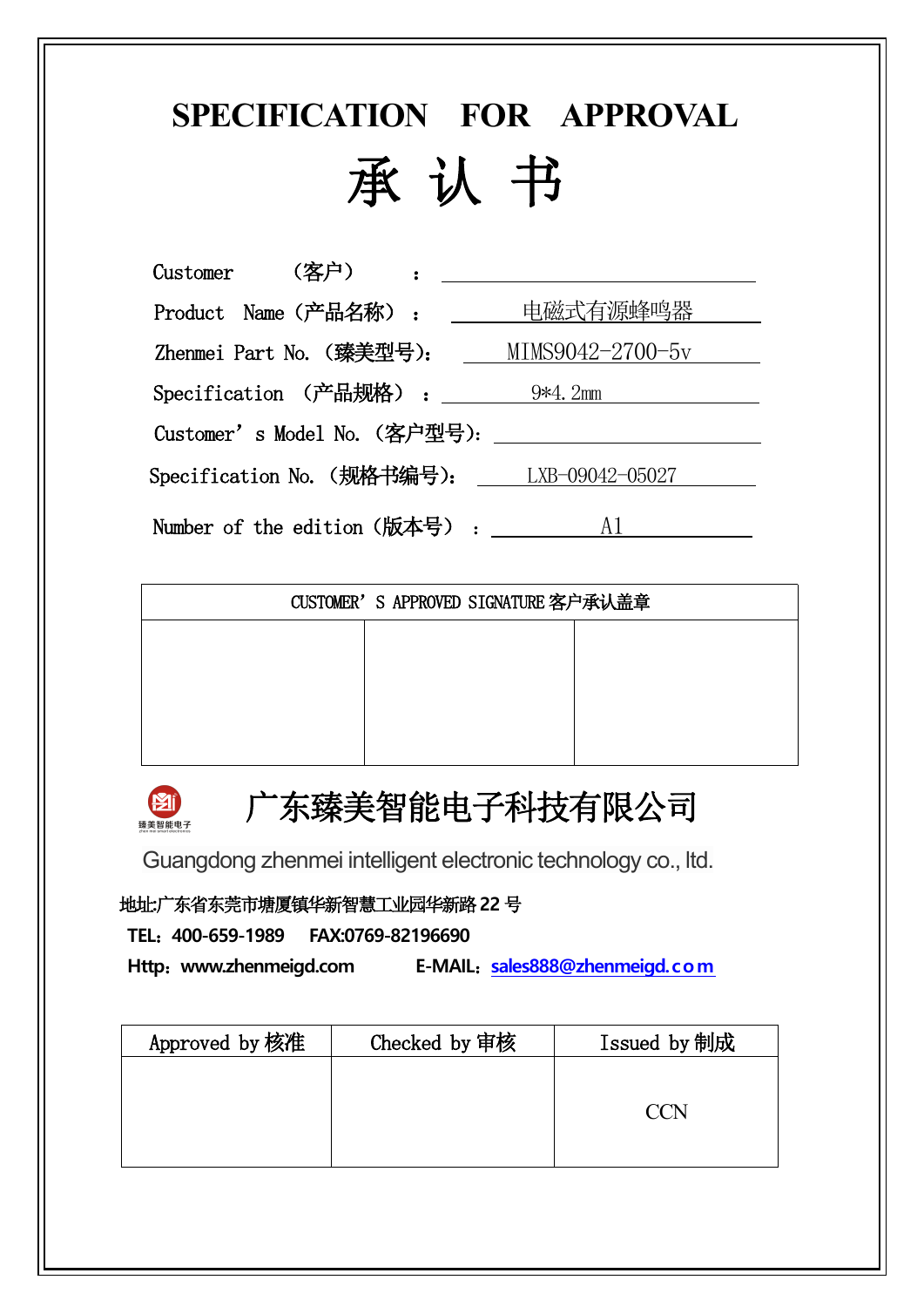# SPECIFICATION FOR APPROVAL

# 承 认 书

Customer （客户） ：

Product Name（产品名称）： 电磁式有源蜂鸣器

Zhenmei Part No.（臻美型号）: MIMS9042-2700-5v

Specification （产品规格）： 9*4.2mm

Customer’s Model No.（客户型号）:

Specification No.（规格书编号）: LXB-09042-05027

Number of the edition（版本号）： A1

| CUSTOMER’S APPROVED SIGNATURE 客户承认盖章 | | |
|---|---|---|
| | | |

# 广东臻美智能电子科技有限公司

Guangdong zhenmei intelligent electronic technology co., ltd.

**地址:广东省东莞市塘厦镇华新智慧工业园华新路 22 号**

**TEL：400-659-1989　　FAX:0769-82196690**

**Http：www.zhenmeigd.com　　E-MAIL：sales888@zhenmeigd.com**

| Approved by 核准 | Checked by 审核 | Issued by 制成 |
|---|---|---|
| | | CCN |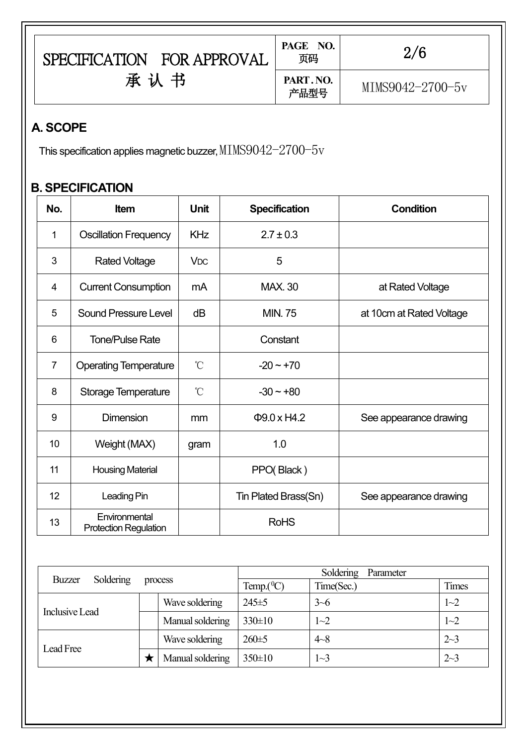| SPECIFICATION FOR APPROVAL 承 认 书 | PAGE NO. 页码 | 2/6 |
| --- | --- | --- |
| | PART . NO. 产品型号 | MIMS9042-2700-5v |

## A. SCOPE

This specification applies magnetic buzzer, MIMS9042-2700-5v

## B. SPECIFICATION

| No. | Item | Unit | Specification | Condition |
| --- | --- | --- | --- | --- |
| 1 | Oscillation Frequency | KHz | 2.7 ± 0.3 | |
| 3 | Rated Voltage | $V_{DC}$ | 5 | |
| 4 | Current Consumption | mA | MAX. 30 | at Rated Voltage |
| 5 | Sound Pressure Level | dB | MIN. 75 | at 10cm at Rated Voltage |
| 6 | Tone/Pulse Rate | | Constant | |
| 7 | Operating Temperature | ℃ | -20 ~ +70 | |
| 8 | Storage Temperature | ℃ | -30 ~ +80 | |
| 9 | Dimension | mm | Φ9.0 x H4.2 | See appearance drawing |
| 10 | Weight (MAX) | gram | 1.0 | |
| 11 | Housing Material | | PPO( Black ) | |
| 12 | Leading Pin | | Tin Plated Brass(Sn) | See appearance drawing |
| 13 | Environmental Protection Regulation | | RoHS | |

| Buzzer Soldering process | | | Soldering Parameter | | |
| --- | --- | --- | --- | --- | --- |
| | | | Temp.($^0$C) | Time(Sec.) | Times |
| Inclusive Lead | | Wave soldering | 245±5 | 3~6 | 1~2 |
| | | Manual soldering | 330±10 | 1~2 | 1~2 |
| Lead Free | | Wave soldering | 260±5 | 4~8 | 2~3 |
| | ★ | Manual soldering | 350±10 | 1~3 | 2~3 |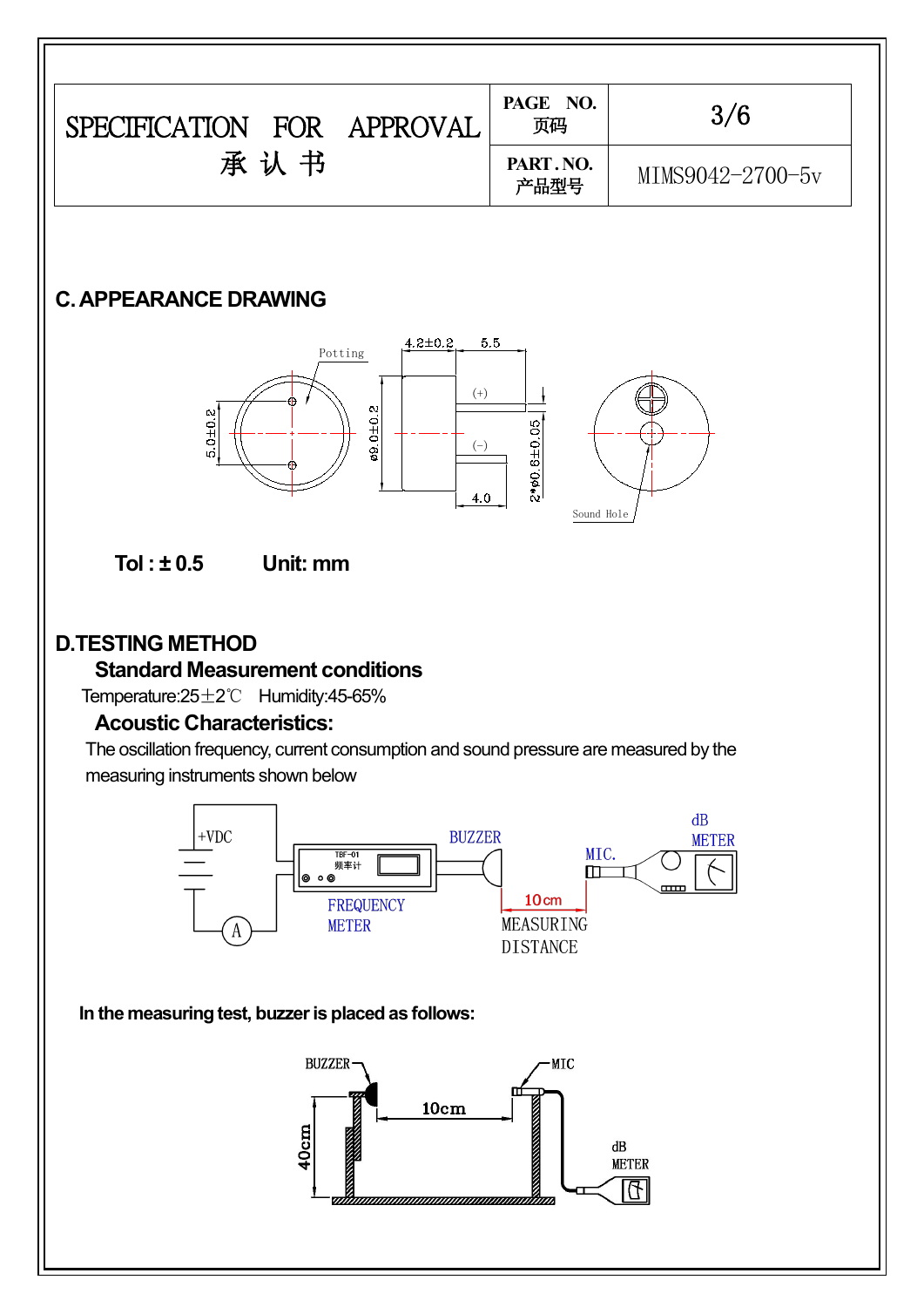| SPECIFICATION FOR APPROVAL 承 认 书 | PAGE NO. 页码 | 3/6 |
| --- | --- | --- |
| | PART . NO. 产品型号 | MIMS9042-2700-5v |

## C. APPEARANCE DRAWING

Potting

4.2±0.2　5.5

(+)

(-)

5.0±0.2　φ9.0±0.2　2*φ0.6±0.05

4.0

Sound Hole

**Tol : ± 0.5　　Unit: mm**

## D.TESTING METHOD

### Standard Measurement conditions

Temperature:25±2℃　Humidity:45-65%

### Acoustic Characteristics:

The oscillation frequency, current consumption and sound pressure are measured by the measuring instruments shown below

+VDC　TBF-01 频率计　BUZZER　MIC.　dB METER

A　FREQUENCY METER　10cm MEASURING DISTANCE

**In the measuring test, buzzer is placed as follows:**

BUZZER　MIC　10cm　40cm　dB METER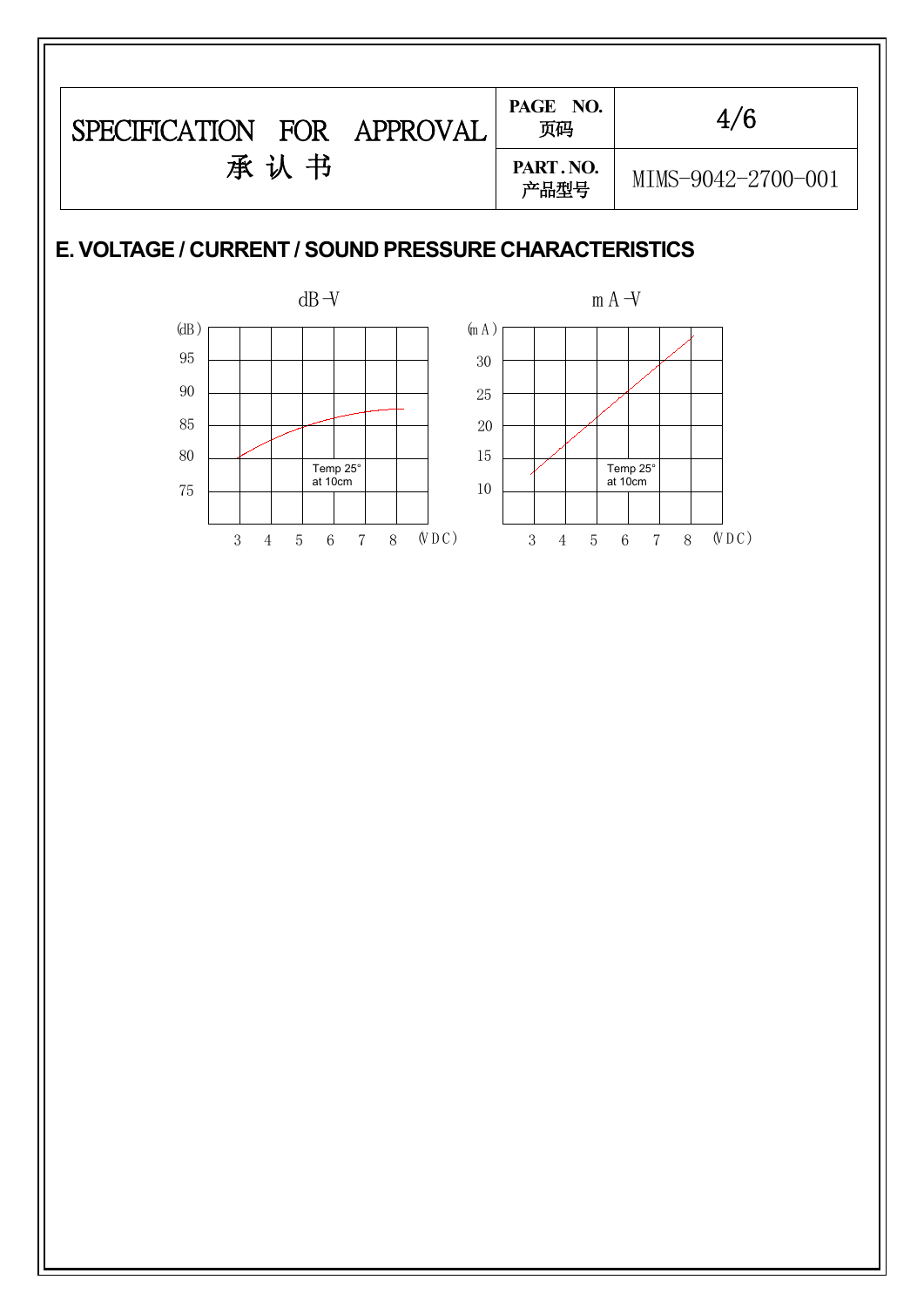| SPECIFICATION FOR APPROVAL 承 认 书 | PAGE NO. 页码 | 4/6 |
| --- | --- | --- |
| | PART. NO. 产品型号 | MIMS-9042-2700-001 |

## E. VOLTAGE / CURRENT / SOUND PRESSURE CHARACTERISTICS

dB-V

(dB) 95 90 85 80 75

Temp 25°
at 10cm

3 4 5 6 7 8 (VDC)

mA-V

(mA) 30 25 20 15 10

Temp 25°
at 10cm

3 4 5 6 7 8 (VDC)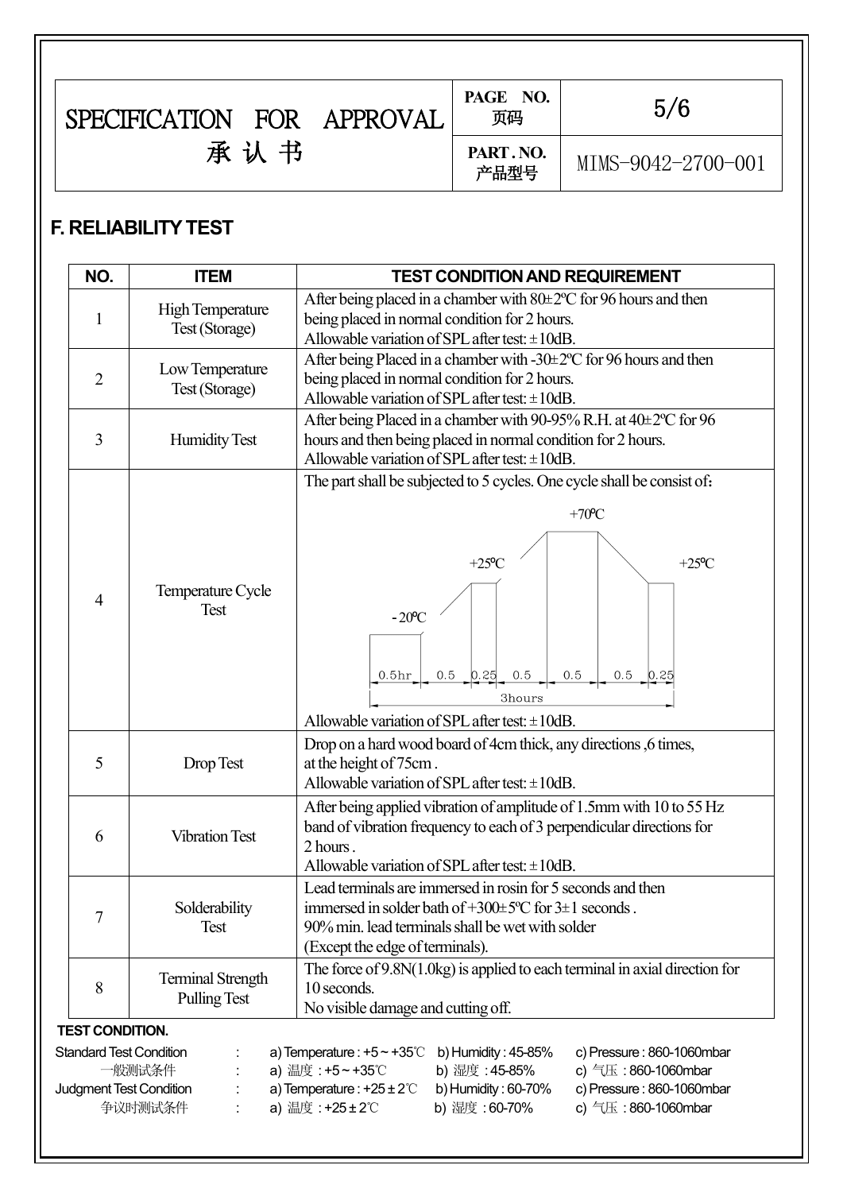| SPECIFICATION FOR APPROVAL 承 认 书 | PAGE NO. 页码 | 5/6 |
|---|---|---|
| | PART . NO. 产品型号 | MIMS-9042-2700-001 |

## F. RELIABILITY TEST

| NO. | ITEM | TEST CONDITION AND REQUIREMENT |
|---|---|---|
| 1 | High Temperature Test (Storage) | After being placed in a chamber with 80±2ºC for 96 hours and then being placed in normal condition for 2 hours. Allowable variation of SPL after test: ±10dB. |
| 2 | Low Temperature Test (Storage) | After being Placed in a chamber with -30±2ºC for 96 hours and then being placed in normal condition for 2 hours. Allowable variation of SPL after test: ±10dB. |
| 3 | Humidity Test | After being Placed in a chamber with 90-95% R.H. at 40±2ºC for 96 hours and then being placed in normal condition for 2 hours. Allowable variation of SPL after test: ±10dB. |
| 4 | Temperature Cycle Test | The part shall be subjected to 5 cycles. One cycle shall be consist of: -20ºC (0.5hr) → 0.5 → +25ºC (0.25) → 0.5 → +70ºC (0.5) → 0.5 → +25ºC (0.25); 3hours. Allowable variation of SPL after test: ±10dB. |
| 5 | Drop Test | Drop on a hard wood board of 4cm thick, any directions ,6 times, at the height of 75cm . Allowable variation of SPL after test: ±10dB. |
| 6 | Vibration Test | After being applied vibration of amplitude of 1.5mm with 10 to 55 Hz band of vibration frequency to each of 3 perpendicular directions for 2 hours . Allowable variation of SPL after test: ±10dB. |
| 7 | Solderability Test | Lead terminals are immersed in rosin for 5 seconds and then immersed in solder bath of +300±5ºC for 3±1 seconds . 90% min. lead terminals shall be wet with solder (Except the edge of terminals). |
| 8 | Terminal Strength Pulling Test | The force of 9.8N(1.0kg) is applied to each terminal in axial direction for 10 seconds. No visible damage and cutting off. |

**TEST CONDITION.**

| | | | | |
|---|---|---|---|---|
| Standard Test Condition | : | a) Temperature : +5 ~ +35℃ | b) Humidity : 45-85% | c) Pressure : 860-1060mbar |
| 一般测试条件 | : | a) 温度 : +5 ~ +35℃ | b) 湿度 : 45-85% | c) 气压 : 860-1060mbar |
| Judgment Test Condition | : | a) Temperature : +25 ± 2℃ | b) Humidity : 60-70% | c) Pressure : 860-1060mbar |
| 争议时测试条件 | : | a) 温度 : +25 ± 2℃ | b) 湿度 : 60-70% | c) 气压 : 860-1060mbar |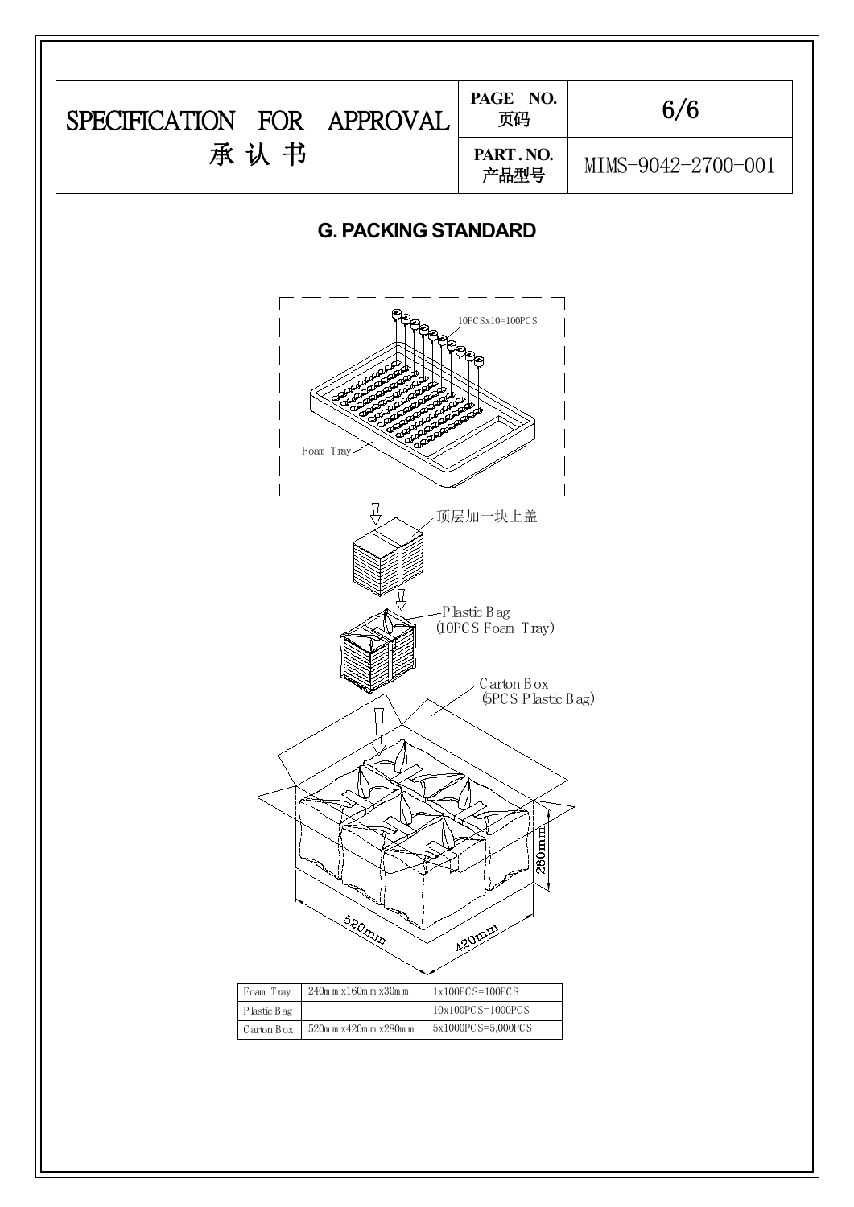| SPECIFICATION FOR APPROVAL 承 认 书 | PAGE NO. 页码 | 6/6 |
|---|---|---|
| | PART.NO. 产品型号 | MIMS-9042-2700-001 |

## G. PACKING STANDARD

10PCSx10=100PCS

Foam Tray

顶层加一块上盖

Plastic Bag
(10PCS Foam Tray)

Carton Box
(5PCS Plastic Bag)

280mm

520mm

420mm

| | | |
|---|---|---|
| Foam Tray | 240mm x160mm x30mm | 1x100PCS=100PCS |
| Plastic Bag | | 10x100PCS=1000PCS |
| Carton Box | 520mm x420mm x280mm | 5x1000PCS=5,000PCS |